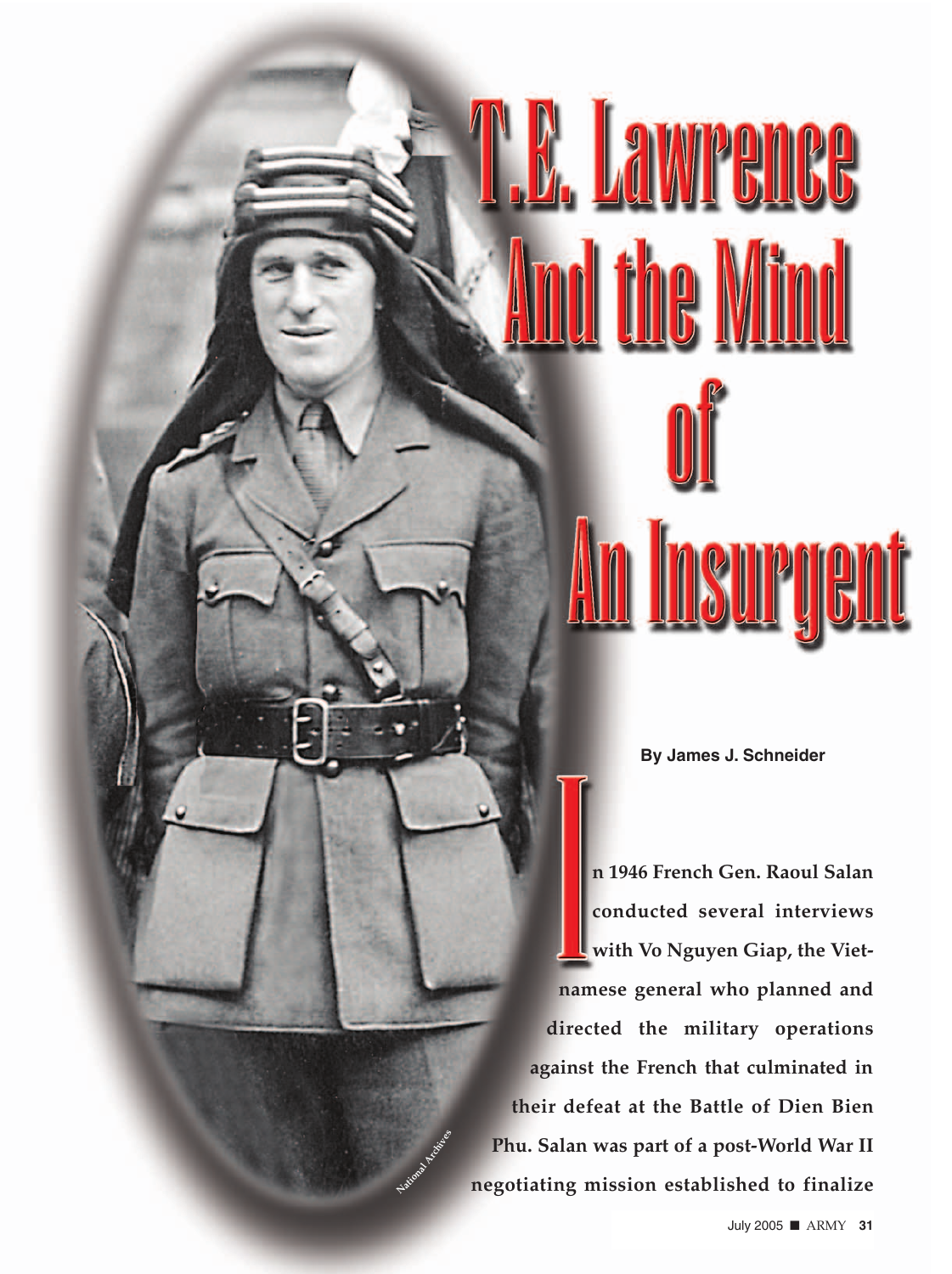# T.E. Lawrence And the Mind of An Insurgent

By James J. Schneider

**In 1946 French Gen. Raoul Salan conducted several interviews with Vo Nguyen Giap, the Vietnamese general who planned and directed the military operations against the French that culminated in their defeat at the Battle of Dien Bien Phu. Salan was part of a post-World War II negotiating mission established to finalize**

National Archives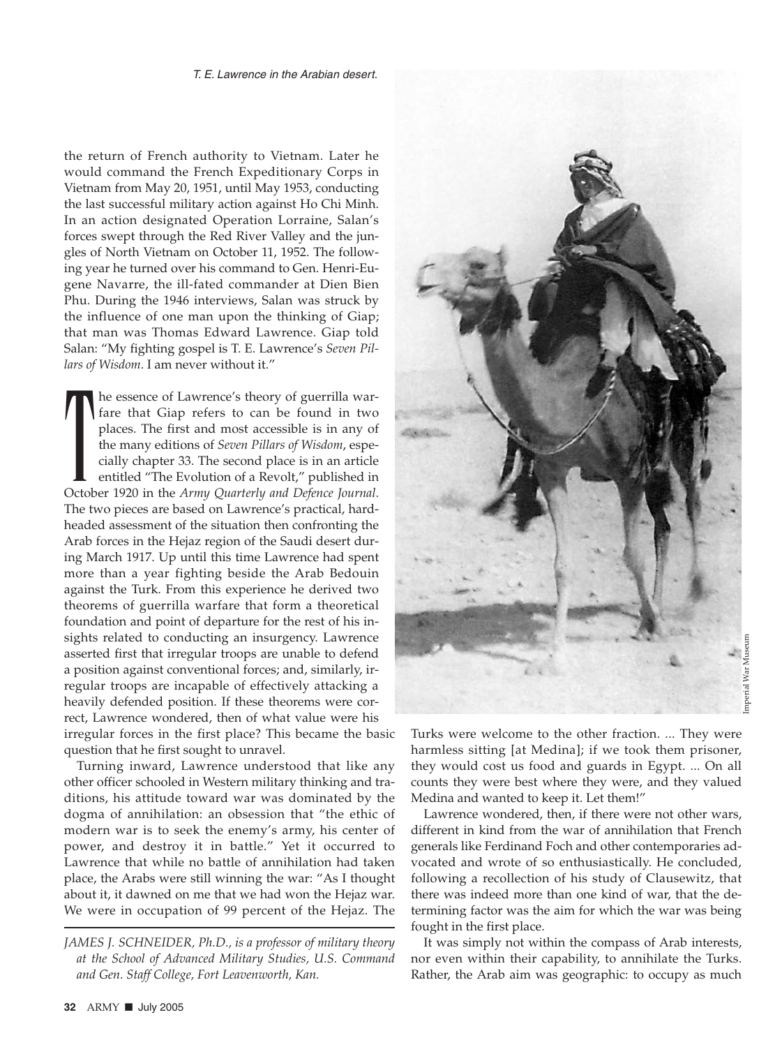*T. E. Lawrence in the Arabian desert.*

the return of French authority to Vietnam. Later he would command the French Expeditionary Corps in Vietnam from May 20, 1951, until May 1953, conducting the last successful military action against Ho Chi Minh. In an action designated Operation Lorraine, Salan's forces swept through the Red River Valley and the jungles of North Vietnam on October 11, 1952. The following year he turned over his command to Gen. Henri-Eugene Navarre, the ill-fated commander at Dien Bien Phu. During the 1946 interviews, Salan was struck by the influence of one man upon the thinking of Giap; that man was Thomas Edward Lawrence. Giap told Salan: "My fighting gospel is T. E. Lawrence's *Seven Pillars of Wisdom*. I am never without it."

The essence of Lawrence's theory of guerrilla warfare that Giap refers to can be found in two places. The first and most accessible is in any of the many editions of *Seven Pillars of Wisdom*, especially chapter 33. The second place is in an article entitled "The Evolution of a Revolt," published in October 1920 in the *Army Quarterly and Defence Journal*. The two pieces are based on Lawrence's practical, hardheaded assessment of the situation then confronting the Arab forces in the Hejaz region of the Saudi desert during March 1917. Up until this time Lawrence had spent more than a year fighting beside the Arab Bedouin against the Turk. From this experience he derived two theorems of guerrilla warfare that form a theoretical foundation and point of departure for the rest of his insights related to conducting an insurgency. Lawrence asserted first that irregular troops are unable to defend a position against conventional forces; and, similarly, irregular troops are incapable of effectively attacking a heavily defended position. If these theorems were correct, Lawrence wondered, then of what value were his irregular forces in the first place? This became the basic question that he first sought to unravel.

Turning inward, Lawrence understood that like any other officer schooled in Western military thinking and traditions, his attitude toward war was dominated by the dogma of annihilation: an obsession that "the ethic of modern war is to seek the enemy's army, his center of power, and destroy it in battle." Yet it occurred to Lawrence that while no battle of annihilation had taken place, the Arabs were still winning the war: "As I thought about it, it dawned on me that we had won the Hejaz war. We were in occupation of 99 percent of the Hejaz. The Turks were welcome to the other fraction. ... They were harmless sitting [at Medina]; if we took them prisoner, they would cost us food and guards in Egypt. ... On all counts they were best where they were, and they valued Medina and wanted to keep it. Let them!"

Lawrence wondered, then, if there were not other wars, different in kind from the war of annihilation that French generals like Ferdinand Foch and other contemporaries advocated and wrote of so enthusiastically. He concluded, following a recollection of his study of Clausewitz, that there was indeed more than one kind of war, that the determining factor was the aim for which the war was being fought in the first place.

It was simply not within the compass of Arab interests, nor even within their capability, to annihilate the Turks. Rather, the Arab aim was geographic: to occupy as much

*JAMES J. SCHNEIDER, Ph.D., is a professor of military theory at the School of Advanced Military Studies, U.S. Command and Gen. Staff College, Fort Leavenworth, Kan.*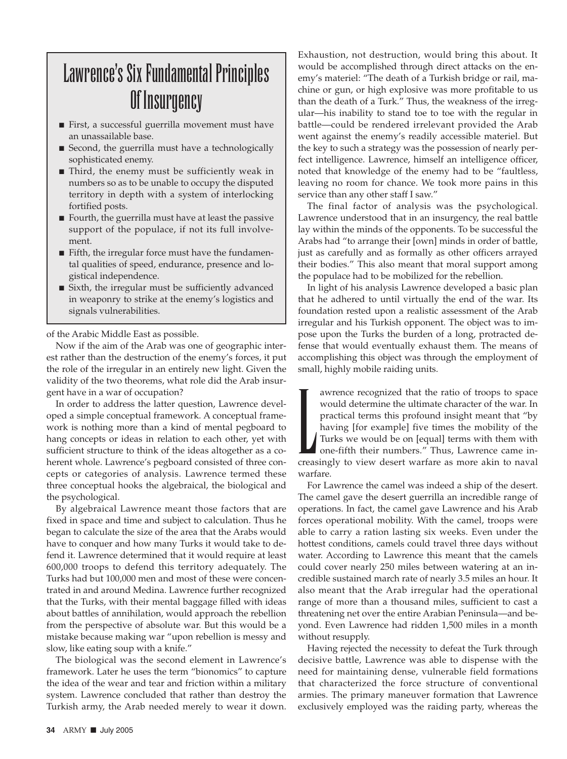## Lawrence's Six Fundamental Principles Of Insurgency

- First, a successful guerrilla movement must have an unassailable base.
- Second, the guerrilla must have a technologically sophisticated enemy.
- Third, the enemy must be sufficiently weak in numbers so as to be unable to occupy the disputed territory in depth with a system of interlocking fortified posts.
- Fourth, the guerrilla must have at least the passive support of the populace, if not its full involvement.
- Fifth, the irregular force must have the fundamental qualities of speed, endurance, presence and logistical independence.
- Sixth, the irregular must be sufficiently advanced in weaponry to strike at the enemy's logistics and signals vulnerabilities.

of the Arabic Middle East as possible.

Now if the aim of the Arab was one of geographic interest rather than the destruction of the enemy's forces, it put the role of the irregular in an entirely new light. Given the validity of the two theorems, what role did the Arab insurgent have in a war of occupation?

In order to address the latter question, Lawrence developed a simple conceptual framework. A conceptual framework is nothing more than a kind of mental pegboard to hang concepts or ideas in relation to each other, yet with sufficient structure to think of the ideas altogether as a coherent whole. Lawrence's pegboard consisted of three concepts or categories of analysis. Lawrence termed these three conceptual hooks the algebraical, the biological and the psychological.

By algebraical Lawrence meant those factors that are fixed in space and time and subject to calculation. Thus he began to calculate the size of the area that the Arabs would have to conquer and how many Turks it would take to defend it. Lawrence determined that it would require at least 600,000 troops to defend this territory adequately. The Turks had but 100,000 men and most of these were concentrated in and around Medina. Lawrence further recognized that the Turks, with their mental baggage filled with ideas about battles of annihilation, would approach the rebellion from the perspective of absolute war. But this would be a mistake because making war "upon rebellion is messy and slow, like eating soup with a knife."

The biological was the second element in Lawrence's framework. Later he uses the term "bionomics" to capture the idea of the wear and tear and friction within a military system. Lawrence concluded that rather than destroy the Turkish army, the Arab needed merely to wear it down. Exhaustion, not destruction, would bring this about. It would be accomplished through direct attacks on the enemy's materiel: "The death of a Turkish bridge or rail, machine or gun, or high explosive was more profitable to us than the death of a Turk." Thus, the weakness of the irregular—his inability to stand toe to toe with the regular in battle—could be rendered irrelevant provided the Arab went against the enemy's readily accessible materiel. But the key to such a strategy was the possession of nearly perfect intelligence. Lawrence, himself an intelligence officer, noted that knowledge of the enemy had to be "faultless, leaving no room for chance. We took more pains in this service than any other staff I saw."

The final factor of analysis was the psychological. Lawrence understood that in an insurgency, the real battle lay within the minds of the opponents. To be successful the Arabs had "to arrange their [own] minds in order of battle, just as carefully and as formally as other officers arrayed their bodies." This also meant that moral support among the populace had to be mobilized for the rebellion.

In light of his analysis Lawrence developed a basic plan that he adhered to until virtually the end of the war. Its foundation rested upon a realistic assessment of the Arab irregular and his Turkish opponent. The object was to impose upon the Turks the burden of a long, protracted defense that would eventually exhaust them. The means of accomplishing this object was through the employment of small, highly mobile raiding units.

Lawrence recognized that the ratio of troops to space would determine the ultimate character of the war. In practical terms this profound insight meant that "by having [for example] five times the mobility of the Turks we would be on [equal] terms with them with one-fifth their numbers." Thus, Lawrence came increasingly to view desert warfare as more akin to naval warfare.

For Lawrence the camel was indeed a ship of the desert. The camel gave the desert guerrilla an incredible range of operations. In fact, the camel gave Lawrence and his Arab forces operational mobility. With the camel, troops were able to carry a ration lasting six weeks. Even under the hottest conditions, camels could travel three days without water. According to Lawrence this meant that the camels could cover nearly 250 miles between watering at an incredible sustained march rate of nearly 3.5 miles an hour. It also meant that the Arab irregular had the operational range of more than a thousand miles, sufficient to cast a threatening net over the entire Arabian Peninsula—and beyond. Even Lawrence had ridden 1,500 miles in a month without resupply.

Having rejected the necessity to defeat the Turk through decisive battle, Lawrence was able to dispense with the need for maintaining dense, vulnerable field formations that characterized the force structure of conventional armies. The primary maneuver formation that Lawrence exclusively employed was the raiding party, whereas the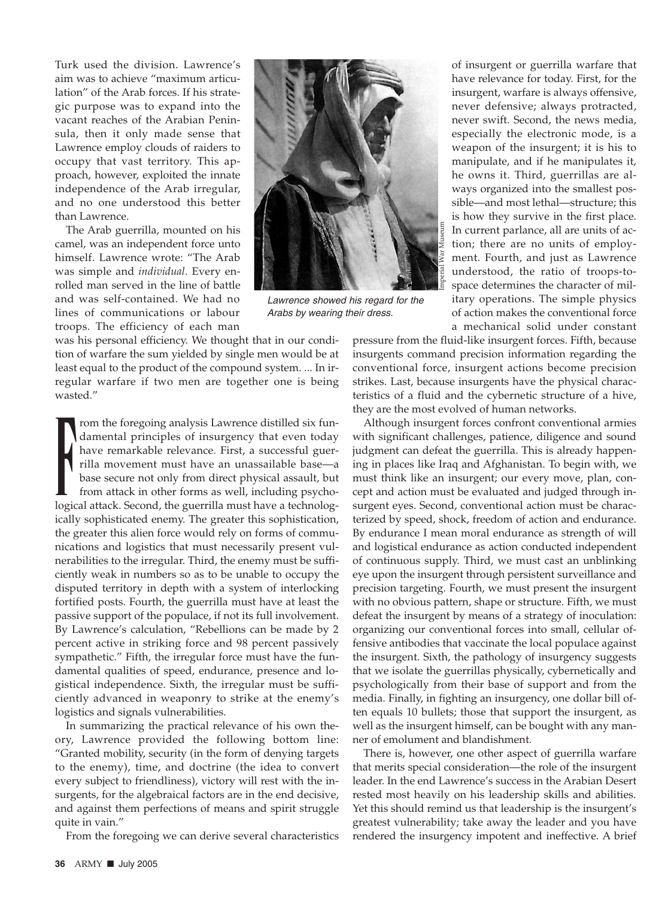Turk used the division. Lawrence's aim was to achieve "maximum articulation" of the Arab forces. If his strategic purpose was to expand into the vacant reaches of the Arabian Peninsula, then it only made sense that Lawrence employ clouds of raiders to occupy that vast territory. This approach, however, exploited the innate independence of the Arab irregular, and no one understood this better than Lawrence.

The Arab guerrilla, mounted on his camel, was an independent force unto himself. Lawrence wrote: "The Arab was simple and *individual*. Every enrolled man served in the line of battle and was self-contained. We had no lines of communications or labour troops. The efficiency of each man was his personal efficiency. We thought that in our condition of warfare the sum yielded by single men would be at least equal to the product of the compound system. ... In irregular warfare if two men are together one is being wasted."

*Lawrence showed his regard for the Arabs by wearing their dress.*

From the foregoing analysis Lawrence distilled six fundamental principles of insurgency that even today have remarkable relevance. First, a successful guerrilla movement must have an unassailable base—a base secure not only from direct physical assault, but from attack in other forms as well, including psychological attack. Second, the guerrilla must have a technologically sophisticated enemy. The greater this sophistication, the greater this alien force would rely on forms of communications and logistics that must necessarily present vulnerabilities to the irregular. Third, the enemy must be sufficiently weak in numbers so as to be unable to occupy the disputed territory in depth with a system of interlocking fortified posts. Fourth, the guerrilla must have at least the passive support of the populace, if not its full involvement. By Lawrence's calculation, "Rebellions can be made by 2 percent active in striking force and 98 percent passively sympathetic." Fifth, the irregular force must have the fundamental qualities of speed, endurance, presence and logistical independence. Sixth, the irregular must be sufficiently advanced in weaponry to strike at the enemy's logistics and signals vulnerabilities.

In summarizing the practical relevance of his own theory, Lawrence provided the following bottom line: "Granted mobility, security (in the form of denying targets to the enemy), time, and doctrine (the idea to convert every subject to friendliness), victory will rest with the insurgents, for the algebraical factors are in the end decisive, and against them perfections of means and spirit struggle quite in vain."

From the foregoing we can derive several characteristics of insurgent or guerrilla warfare that have relevance for today. First, for the insurgent, warfare is always offensive, never defensive; always protracted, never swift. Second, the news media, especially the electronic mode, is a weapon of the insurgent; it is his to manipulate, and if he manipulates it, he owns it. Third, guerrillas are always organized into the smallest possible—and most lethal—structure; this is how they survive in the first place. In current parlance, all are units of action; there are no units of employment. Fourth, and just as Lawrence understood, the ratio of troops-to-space determines the character of military operations. The simple physics of action makes the conventional force a mechanical solid under constant pressure from the fluid-like insurgent forces. Fifth, because insurgents command precision information regarding the conventional force, insurgent actions become precision strikes. Last, because insurgents have the physical characteristics of a fluid and the cybernetic structure of a hive, they are the most evolved of human networks.

Although insurgent forces confront conventional armies with significant challenges, patience, diligence and sound judgment can defeat the guerrilla. This is already happening in places like Iraq and Afghanistan. To begin with, we must think like an insurgent; our every move, plan, concept and action must be evaluated and judged through insurgent eyes. Second, conventional action must be characterized by speed, shock, freedom of action and endurance. By endurance I mean moral endurance as strength of will and logistical endurance as action conducted independent of continuous supply. Third, we must cast an unblinking eye upon the insurgent through persistent surveillance and precision targeting. Fourth, we must present the insurgent with no obvious pattern, shape or structure. Fifth, we must defeat the insurgent by means of a strategy of inoculation: organizing our conventional forces into small, cellular offensive antibodies that vaccinate the local populace against the insurgent. Sixth, the pathology of insurgency suggests that we isolate the guerrillas physically, cybernetically and psychologically from their base of support and from the media. Finally, in fighting an insurgency, one dollar bill often equals 10 bullets; those that support the insurgent, as well as the insurgent himself, can be bought with any manner of emolument and blandishment.

There is, however, one other aspect of guerrilla warfare that merits special consideration—the role of the insurgent leader. In the end Lawrence's success in the Arabian Desert rested most heavily on his leadership skills and abilities. Yet this should remind us that leadership is the insurgent's greatest vulnerability; take away the leader and you have rendered the insurgency impotent and ineffective. A brief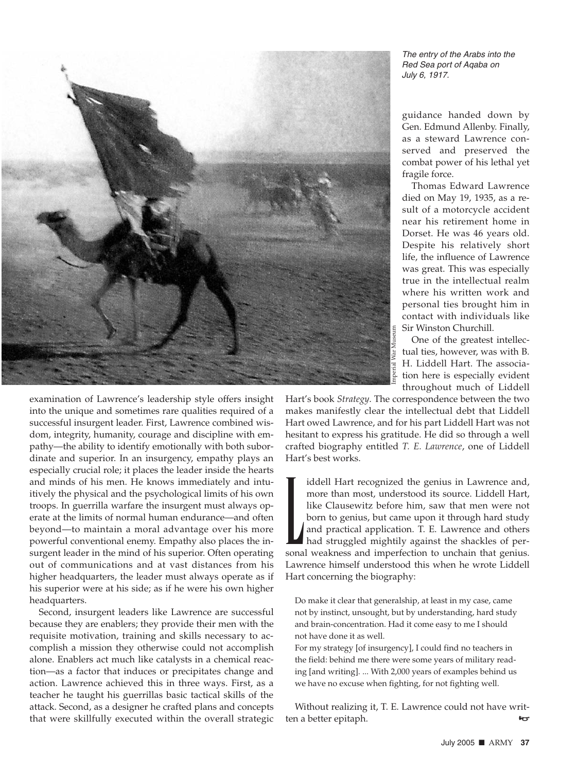*The entry of the Arabs into the Red Sea port of Aqaba on July 6, 1917.*

Imperial War Museum

examination of Lawrence's leadership style offers insight into the unique and sometimes rare qualities required of a successful insurgent leader. First, Lawrence combined wisdom, integrity, humanity, courage and discipline with empathy—the ability to identify emotionally with both subordinate and superior. In an insurgency, empathy plays an especially crucial role; it places the leader inside the hearts and minds of his men. He knows immediately and intuitively the physical and the psychological limits of his own troops. In guerrilla warfare the insurgent must always operate at the limits of normal human endurance—and often beyond—to maintain a moral advantage over his more powerful conventional enemy. Empathy also places the insurgent leader in the mind of his superior. Often operating out of communications and at vast distances from his higher headquarters, the leader must always operate as if his superior were at his side; as if he were his own higher headquarters.

Second, insurgent leaders like Lawrence are successful because they are enablers; they provide their men with the requisite motivation, training and skills necessary to accomplish a mission they otherwise could not accomplish alone. Enablers act much like catalysts in a chemical reaction—as a factor that induces or precipitates change and action. Lawrence achieved this in three ways. First, as a teacher he taught his guerrillas basic tactical skills of the attack. Second, as a designer he crafted plans and concepts that were skillfully executed within the overall strategic guidance handed down by Gen. Edmund Allenby. Finally, as a steward Lawrence conserved and preserved the combat power of his lethal yet fragile force.

Thomas Edward Lawrence died on May 19, 1935, as a result of a motorcycle accident near his retirement home in Dorset. He was 46 years old. Despite his relatively short life, the influence of Lawrence was great. This was especially true in the intellectual realm where his written work and personal ties brought him in contact with individuals like Sir Winston Churchill.

One of the greatest intellectual ties, however, was with B. H. Liddell Hart. The association here is especially evident throughout much of Liddell Hart's book *Strategy*. The correspondence between the two makes manifestly clear the intellectual debt that Liddell Hart owed Lawrence, and for his part Liddell Hart was not hesitant to express his gratitude. He did so through a well crafted biography entitled *T. E. Lawrence*, one of Liddell Hart's best works.

Liddell Hart recognized the genius in Lawrence and, more than most, understood its source. Liddell Hart, like Clausewitz before him, saw that men were not born to genius, but came upon it through hard study and practical application. T. E. Lawrence and others had struggled mightily against the shackles of personal weakness and imperfection to unchain that genius. Lawrence himself understood this when he wrote Liddell Hart concerning the biography:

> Do make it clear that generalship, at least in my case, came not by instinct, unsought, but by understanding, hard study and brain-concentration. Had it come easy to me I should not have done it as well.
>
> For my strategy [of insurgency], I could find no teachers in the field: behind me there were some years of military reading [and writing]. ... With 2,000 years of examples behind us we have no excuse when fighting, for not fighting well.

Without realizing it, T. E. Lawrence could not have written a better epitaph.